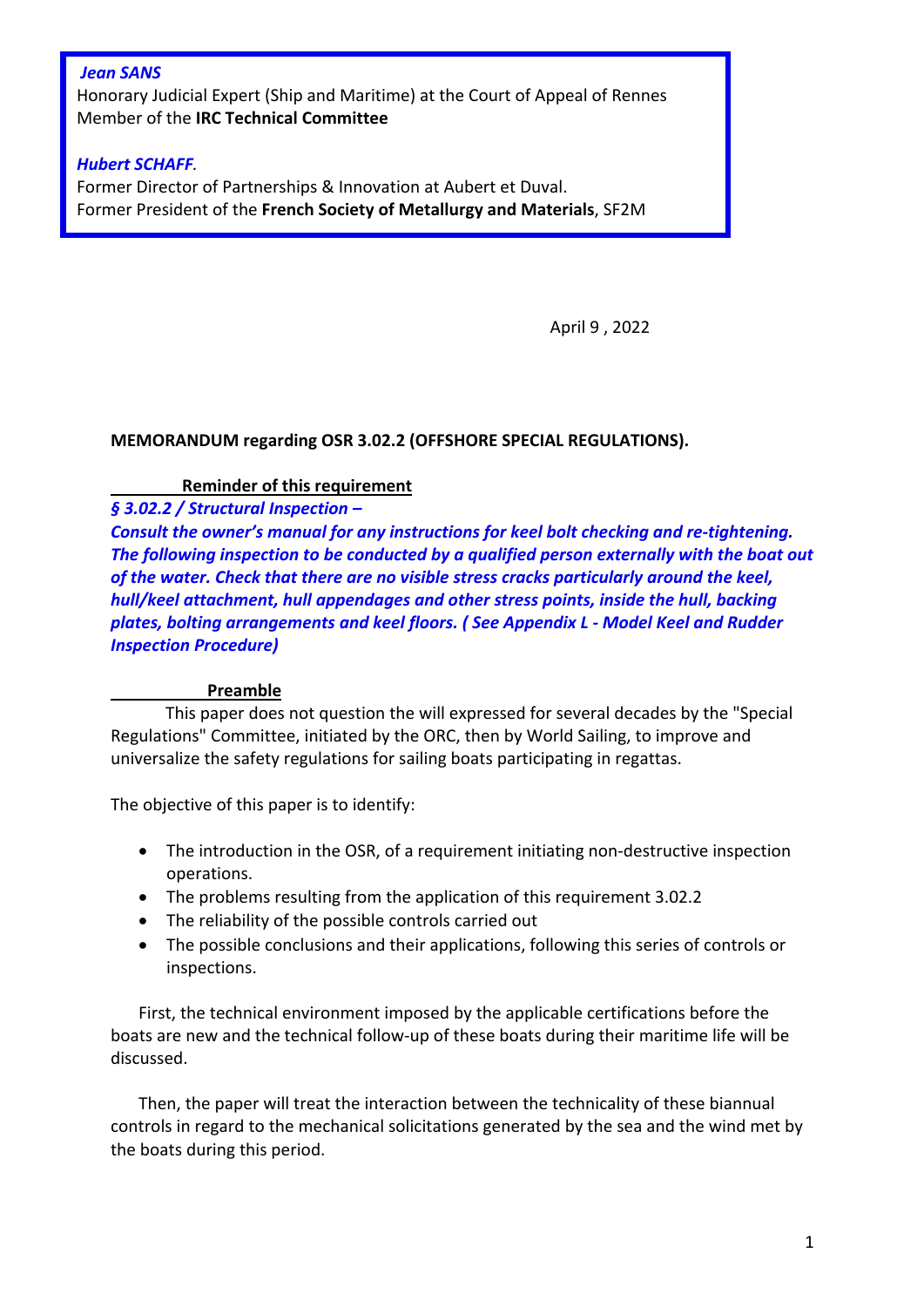***Jean SANS***
Honorary Judicial Expert (Ship and Maritime) at the Court of Appeal of Rennes
Member of the **IRC Technical Committee**

***Hubert SCHAFF***.
Former Director of Partnerships & Innovation at Aubert et Duval.
Former President of the **French Society of Metallurgy and Materials**, SF2M

April 9 , 2022

**MEMORANDUM regarding OSR 3.02.2 (OFFSHORE SPECIAL REGULATIONS).**

**Reminder of this requirement**

***§ 3.02.2 / Structural Inspection –***
***Consult the owner's manual for any instructions for keel bolt checking and re-tightening. The following inspection to be conducted by a qualified person externally with the boat out of the water. Check that there are no visible stress cracks particularly around the keel, hull/keel attachment, hull appendages and other stress points, inside the hull, backing plates, bolting arrangements and keel floors. ( See Appendix L - Model Keel and Rudder Inspection Procedure)***

**Preamble**

This paper does not question the will expressed for several decades by the "Special Regulations" Committee, initiated by the ORC, then by World Sailing, to improve and universalize the safety regulations for sailing boats participating in regattas.

The objective of this paper is to identify:

- The introduction in the OSR, of a requirement initiating non-destructive inspection operations.
- The problems resulting from the application of this requirement 3.02.2
- The reliability of the possible controls carried out
- The possible conclusions and their applications, following this series of controls or inspections.

First, the technical environment imposed by the applicable certifications before the boats are new and the technical follow-up of these boats during their maritime life will be discussed.

Then, the paper will treat the interaction between the technicality of these biannual controls in regard to the mechanical solicitations generated by the sea and the wind met by the boats during this period.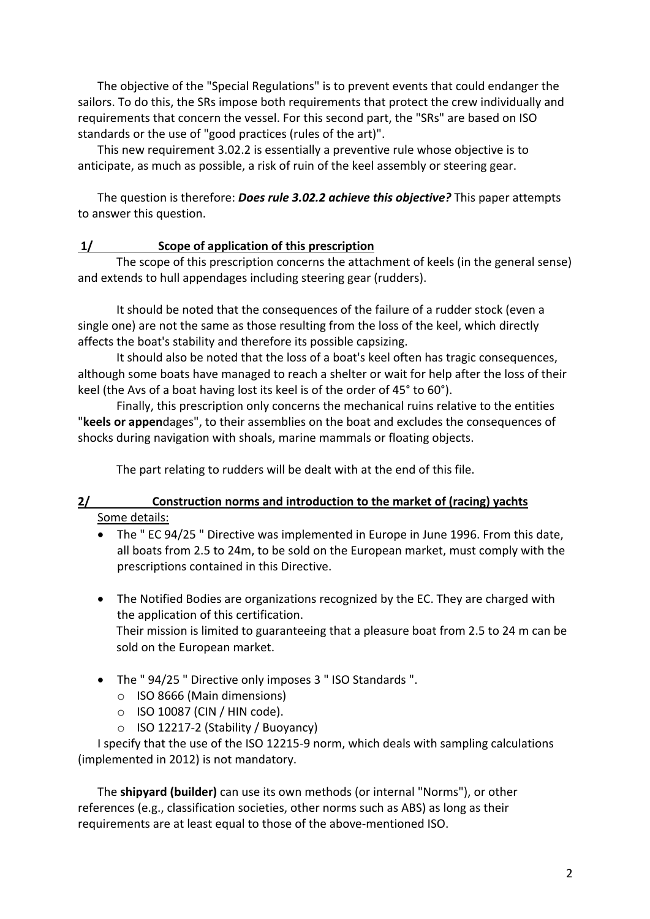The objective of the "Special Regulations" is to prevent events that could endanger the sailors. To do this, the SRs impose both requirements that protect the crew individually and requirements that concern the vessel. For this second part, the "SRs" are based on ISO standards or the use of "good practices (rules of the art)".

This new requirement 3.02.2 is essentially a preventive rule whose objective is to anticipate, as much as possible, a risk of ruin of the keel assembly or steering gear.

The question is therefore: ***Does rule 3.02.2 achieve this objective?*** This paper attempts to answer this question.

## 1/ Scope of application of this prescription

The scope of this prescription concerns the attachment of keels (in the general sense) and extends to hull appendages including steering gear (rudders).

It should be noted that the consequences of the failure of a rudder stock (even a single one) are not the same as those resulting from the loss of the keel, which directly affects the boat's stability and therefore its possible capsizing.

It should also be noted that the loss of a boat's keel often has tragic consequences, although some boats have managed to reach a shelter or wait for help after the loss of their keel (the Avs of a boat having lost its keel is of the order of 45° to 60°).

Finally, this prescription only concerns the mechanical ruins relative to the entities "**keels or appen**dages", to their assemblies on the boat and excludes the consequences of shocks during navigation with shoals, marine mammals or floating objects.

The part relating to rudders will be dealt with at the end of this file.

## 2/ Construction norms and introduction to the market of (racing) yachts

Some details:

- The " EC 94/25 " Directive was implemented in Europe in June 1996. From this date, all boats from 2.5 to 24m, to be sold on the European market, must comply with the prescriptions contained in this Directive.

- The Notified Bodies are organizations recognized by the EC. They are charged with the application of this certification.
  Their mission is limited to guaranteeing that a pleasure boat from 2.5 to 24 m can be sold on the European market.

- The " 94/25 " Directive only imposes 3 " ISO Standards ".
  - ISO 8666 (Main dimensions)
  - ISO 10087 (CIN / HIN code).
  - ISO 12217-2 (Stability / Buoyancy)

I specify that the use of the ISO 12215-9 norm, which deals with sampling calculations (implemented in 2012) is not mandatory.

The **shipyard (builder)** can use its own methods (or internal "Norms"), or other references (e.g., classification societies, other norms such as ABS) as long as their requirements are at least equal to those of the above-mentioned ISO.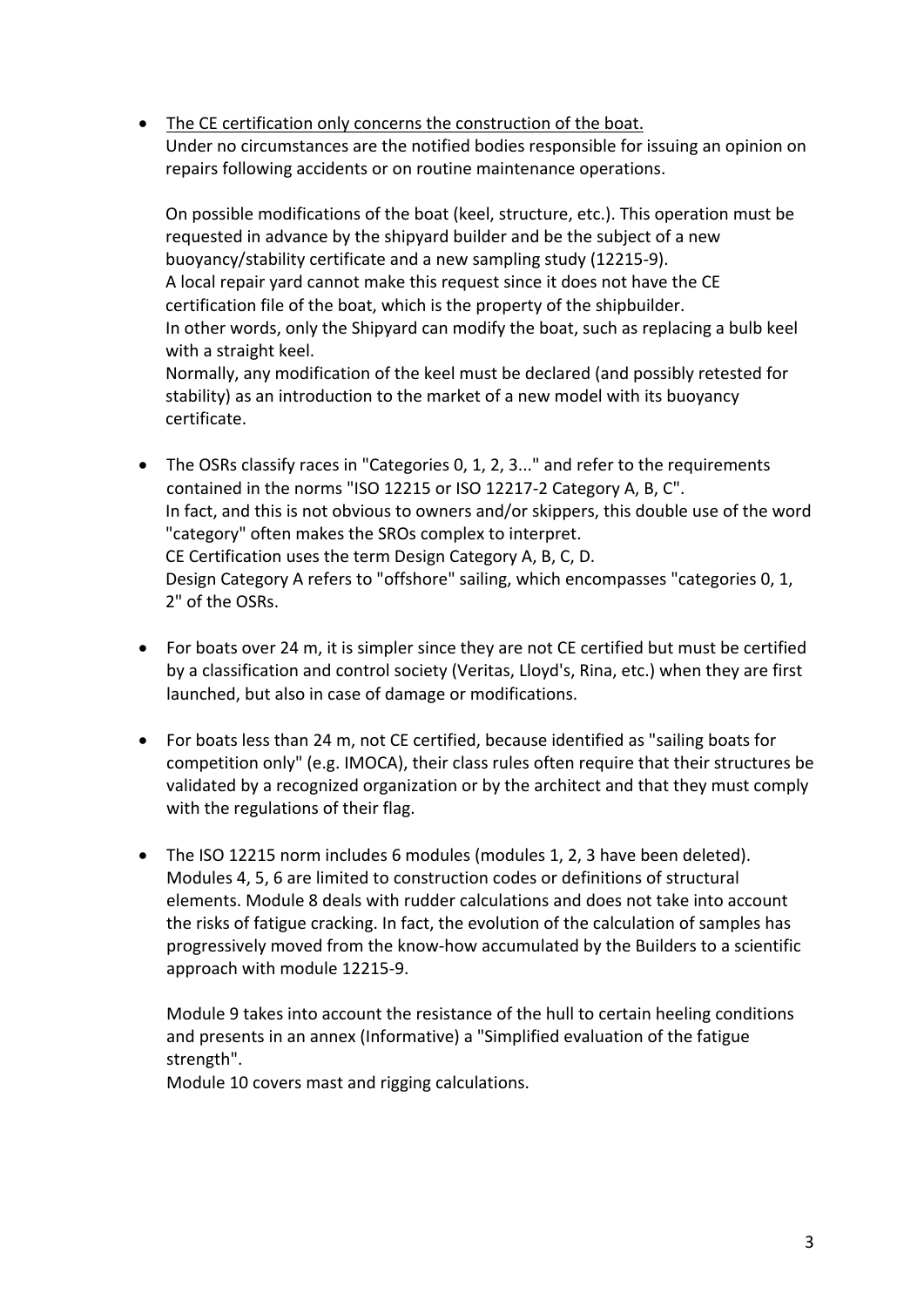- <u>The CE certification only concerns the construction of the boat.</u>
  Under no circumstances are the notified bodies responsible for issuing an opinion on repairs following accidents or on routine maintenance operations.

  On possible modifications of the boat (keel, structure, etc.). This operation must be requested in advance by the shipyard builder and be the subject of a new buoyancy/stability certificate and a new sampling study (12215-9).
  A local repair yard cannot make this request since it does not have the CE certification file of the boat, which is the property of the shipbuilder.
  In other words, only the Shipyard can modify the boat, such as replacing a bulb keel with a straight keel.
  Normally, any modification of the keel must be declared (and possibly retested for stability) as an introduction to the market of a new model with its buoyancy certificate.

- The OSRs classify races in "Categories 0, 1, 2, 3..." and refer to the requirements contained in the norms "ISO 12215 or ISO 12217-2 Category A, B, C".
  In fact, and this is not obvious to owners and/or skippers, this double use of the word "category" often makes the SROs complex to interpret.
  CE Certification uses the term Design Category A, B, C, D.
  Design Category A refers to "offshore" sailing, which encompasses "categories 0, 1, 2" of the OSRs.

- For boats over 24 m, it is simpler since they are not CE certified but must be certified by a classification and control society (Veritas, Lloyd's, Rina, etc.) when they are first launched, but also in case of damage or modifications.

- For boats less than 24 m, not CE certified, because identified as "sailing boats for competition only" (e.g. IMOCA), their class rules often require that their structures be validated by a recognized organization or by the architect and that they must comply with the regulations of their flag.

- The ISO 12215 norm includes 6 modules (modules 1, 2, 3 have been deleted). Modules 4, 5, 6 are limited to construction codes or definitions of structural elements. Module 8 deals with rudder calculations and does not take into account the risks of fatigue cracking. In fact, the evolution of the calculation of samples has progressively moved from the know-how accumulated by the Builders to a scientific approach with module 12215-9.

  Module 9 takes into account the resistance of the hull to certain heeling conditions and presents in an annex (Informative) a "Simplified evaluation of the fatigue strength".
  Module 10 covers mast and rigging calculations.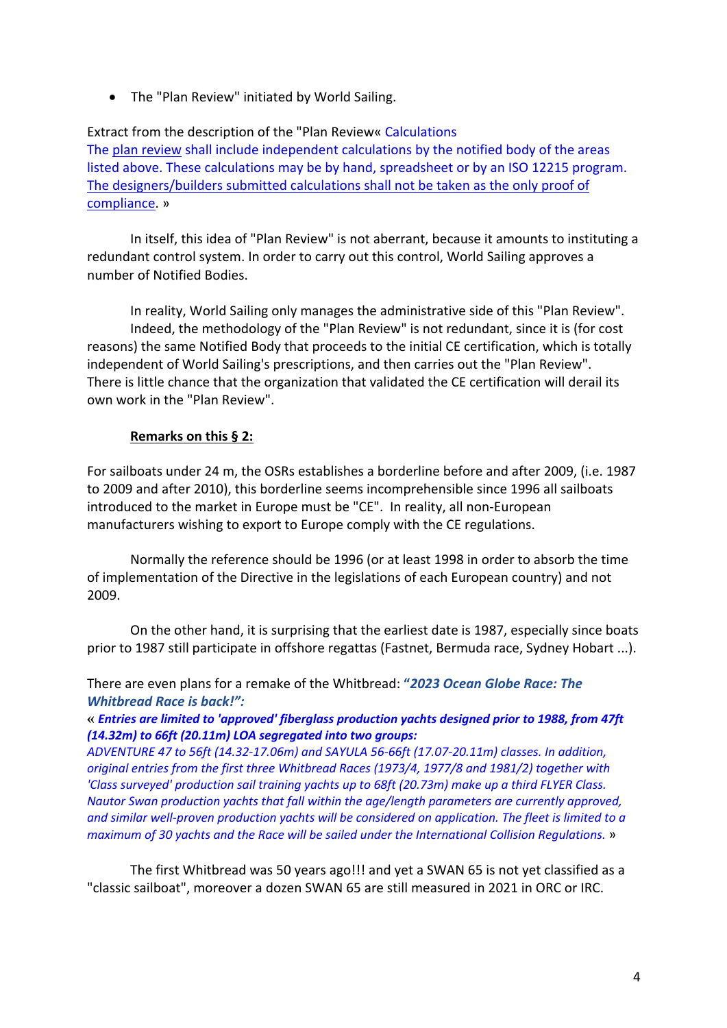- The "Plan Review" initiated by World Sailing.

Extract from the description of the "Plan Review« Calculations
The plan review shall include independent calculations by the notified body of the areas listed above. These calculations may be by hand, spreadsheet or by an ISO 12215 program. The designers/builders submitted calculations shall not be taken as the only proof of compliance. »

In itself, this idea of "Plan Review" is not aberrant, because it amounts to instituting a redundant control system. In order to carry out this control, World Sailing approves a number of Notified Bodies.

In reality, World Sailing only manages the administrative side of this "Plan Review". Indeed, the methodology of the "Plan Review" is not redundant, since it is (for cost reasons) the same Notified Body that proceeds to the initial CE certification, which is totally independent of World Sailing's prescriptions, and then carries out the "Plan Review". There is little chance that the organization that validated the CE certification will derail its own work in the "Plan Review".

**Remarks on this § 2:**

For sailboats under 24 m, the OSRs establishes a borderline before and after 2009, (i.e. 1987 to 2009 and after 2010), this borderline seems incomprehensible since 1996 all sailboats introduced to the market in Europe must be "CE". In reality, all non-European manufacturers wishing to export to Europe comply with the CE regulations.

Normally the reference should be 1996 (or at least 1998 in order to absorb the time of implementation of the Directive in the legislations of each European country) and not 2009.

On the other hand, it is surprising that the earliest date is 1987, especially since boats prior to 1987 still participate in offshore regattas (Fastnet, Bermuda race, Sydney Hobart ...).

There are even plans for a remake of the Whitbread: ***"2023 Ocean Globe Race: The Whitbread Race is back!":***
« ***Entries are limited to 'approved' fiberglass production yachts designed prior to 1988, from 47ft (14.32m) to 66ft (20.11m) LOA segregated into two groups:***
*ADVENTURE 47 to 56ft (14.32-17.06m) and SAYULA 56-66ft (17.07-20.11m) classes. In addition, original entries from the first three Whitbread Races (1973/4, 1977/8 and 1981/2) together with 'Class surveyed' production sail training yachts up to 68ft (20.73m) make up a third FLYER Class. Nautor Swan production yachts that fall within the age/length parameters are currently approved, and similar well-proven production yachts will be considered on application. The fleet is limited to a maximum of 30 yachts and the Race will be sailed under the International Collision Regulations.* »

The first Whitbread was 50 years ago!!! and yet a SWAN 65 is not yet classified as a "classic sailboat", moreover a dozen SWAN 65 are still measured in 2021 in ORC or IRC.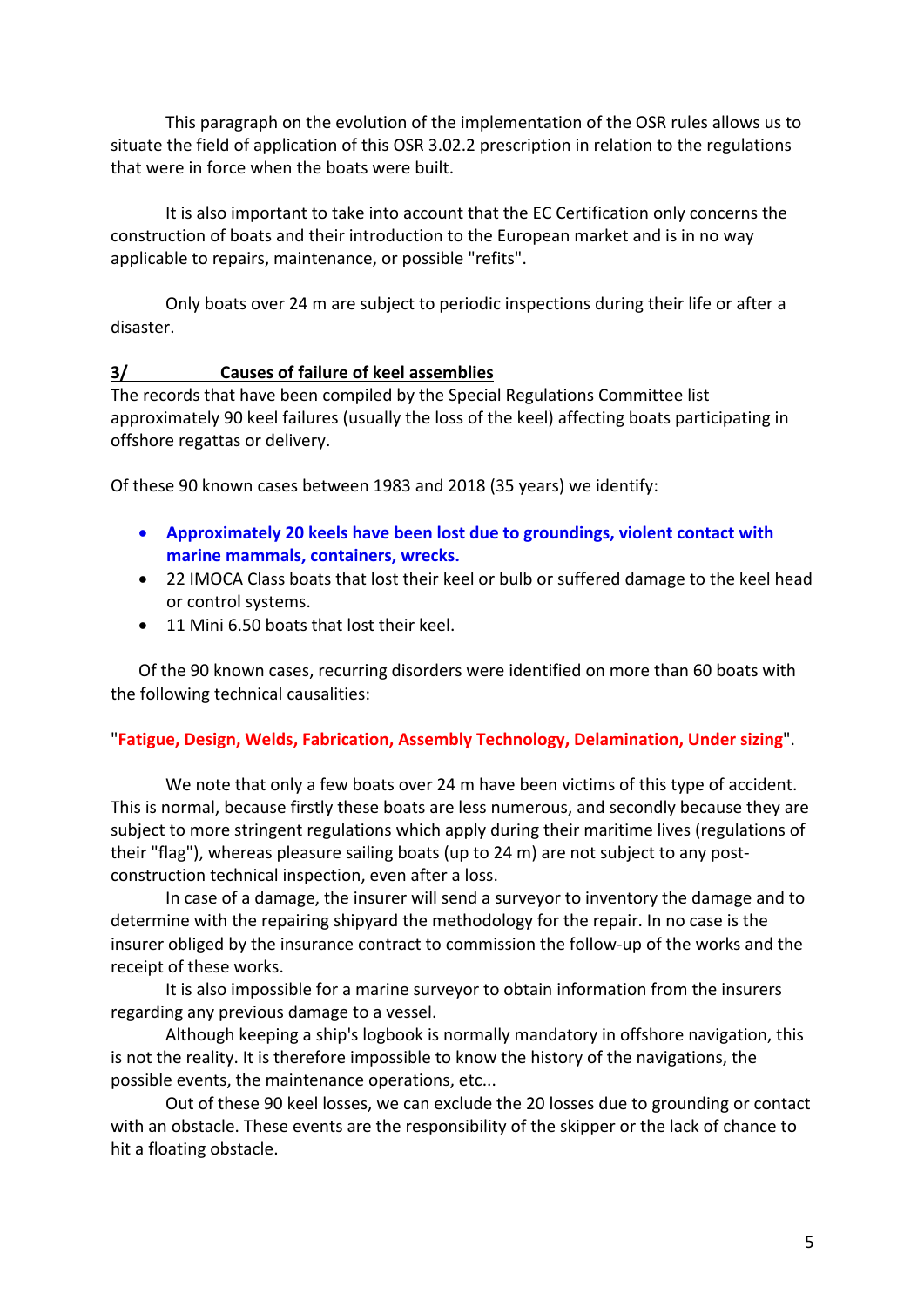This paragraph on the evolution of the implementation of the OSR rules allows us to situate the field of application of this OSR 3.02.2 prescription in relation to the regulations that were in force when the boats were built.

It is also important to take into account that the EC Certification only concerns the construction of boats and their introduction to the European market and is in no way applicable to repairs, maintenance, or possible "refits".

Only boats over 24 m are subject to periodic inspections during their life or after a disaster.

## 3/ Causes of failure of keel assemblies

The records that have been compiled by the Special Regulations Committee list approximately 90 keel failures (usually the loss of the keel) affecting boats participating in offshore regattas or delivery.

Of these 90 known cases between 1983 and 2018 (35 years) we identify:

- **Approximately 20 keels have been lost due to groundings, violent contact with marine mammals, containers, wrecks.**
- 22 IMOCA Class boats that lost their keel or bulb or suffered damage to the keel head or control systems.
- 11 Mini 6.50 boats that lost their keel.

Of the 90 known cases, recurring disorders were identified on more than 60 boats with the following technical causalities:

"**Fatigue, Design, Welds, Fabrication, Assembly Technology, Delamination, Under sizing**".

We note that only a few boats over 24 m have been victims of this type of accident. This is normal, because firstly these boats are less numerous, and secondly because they are subject to more stringent regulations which apply during their maritime lives (regulations of their "flag"), whereas pleasure sailing boats (up to 24 m) are not subject to any post-construction technical inspection, even after a loss.

In case of a damage, the insurer will send a surveyor to inventory the damage and to determine with the repairing shipyard the methodology for the repair. In no case is the insurer obliged by the insurance contract to commission the follow-up of the works and the receipt of these works.

It is also impossible for a marine surveyor to obtain information from the insurers regarding any previous damage to a vessel.

Although keeping a ship's logbook is normally mandatory in offshore navigation, this is not the reality. It is therefore impossible to know the history of the navigations, the possible events, the maintenance operations, etc...

Out of these 90 keel losses, we can exclude the 20 losses due to grounding or contact with an obstacle. These events are the responsibility of the skipper or the lack of chance to hit a floating obstacle.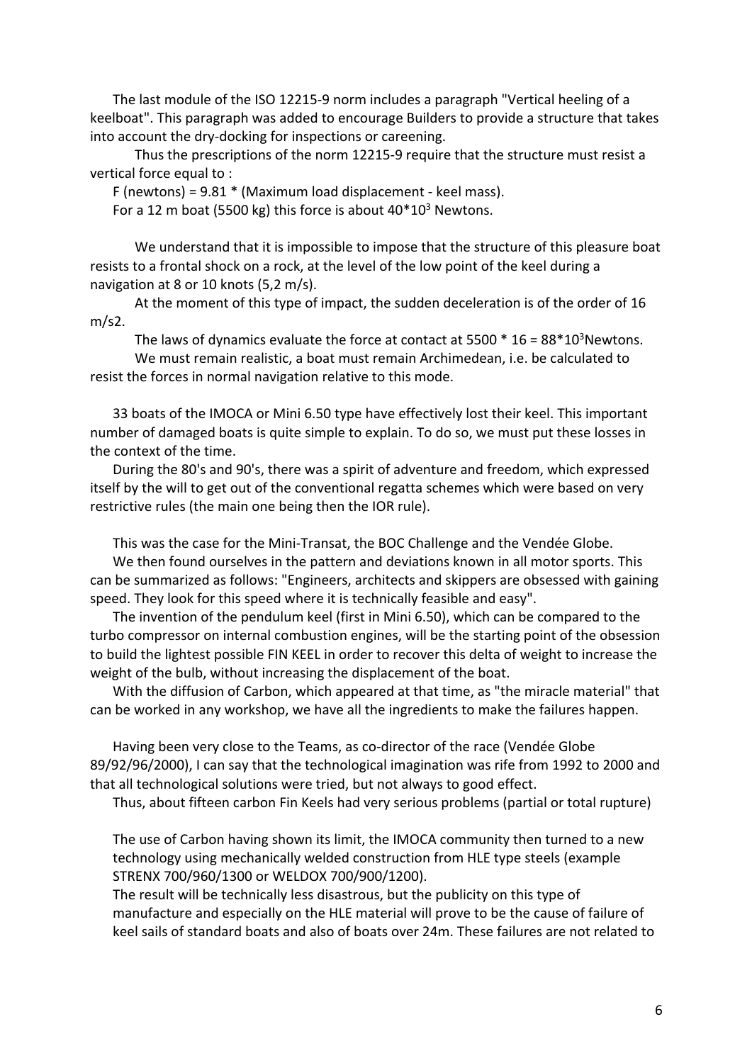The last module of the ISO 12215-9 norm includes a paragraph "Vertical heeling of a keelboat". This paragraph was added to encourage Builders to provide a structure that takes into account the dry-docking for inspections or careening.

Thus the prescriptions of the norm 12215-9 require that the structure must resist a vertical force equal to :

F (newtons) = 9.81 * (Maximum load displacement - keel mass).

For a 12 m boat (5500 kg) this force is about $40*10^3$ Newtons.

We understand that it is impossible to impose that the structure of this pleasure boat resists to a frontal shock on a rock, at the level of the low point of the keel during a navigation at 8 or 10 knots (5,2 m/s).

At the moment of this type of impact, the sudden deceleration is of the order of 16 m/s2.

The laws of dynamics evaluate the force at contact at 5500 * 16 = $88*10^3$Newtons.

We must remain realistic, a boat must remain Archimedean, i.e. be calculated to resist the forces in normal navigation relative to this mode.

33 boats of the IMOCA or Mini 6.50 type have effectively lost their keel. This important number of damaged boats is quite simple to explain. To do so, we must put these losses in the context of the time.

During the 80's and 90's, there was a spirit of adventure and freedom, which expressed itself by the will to get out of the conventional regatta schemes which were based on very restrictive rules (the main one being then the IOR rule).

This was the case for the Mini-Transat, the BOC Challenge and the Vendée Globe.

We then found ourselves in the pattern and deviations known in all motor sports. This can be summarized as follows: "Engineers, architects and skippers are obsessed with gaining speed. They look for this speed where it is technically feasible and easy".

The invention of the pendulum keel (first in Mini 6.50), which can be compared to the turbo compressor on internal combustion engines, will be the starting point of the obsession to build the lightest possible FIN KEEL in order to recover this delta of weight to increase the weight of the bulb, without increasing the displacement of the boat.

With the diffusion of Carbon, which appeared at that time, as "the miracle material" that can be worked in any workshop, we have all the ingredients to make the failures happen.

Having been very close to the Teams, as co-director of the race (Vendée Globe 89/92/96/2000), I can say that the technological imagination was rife from 1992 to 2000 and that all technological solutions were tried, but not always to good effect.

Thus, about fifteen carbon Fin Keels had very serious problems (partial or total rupture)

The use of Carbon having shown its limit, the IMOCA community then turned to a new technology using mechanically welded construction from HLE type steels (example STRENX 700/960/1300 or WELDOX 700/900/1200).

The result will be technically less disastrous, but the publicity on this type of manufacture and especially on the HLE material will prove to be the cause of failure of keel sails of standard boats and also of boats over 24m. These failures are not related to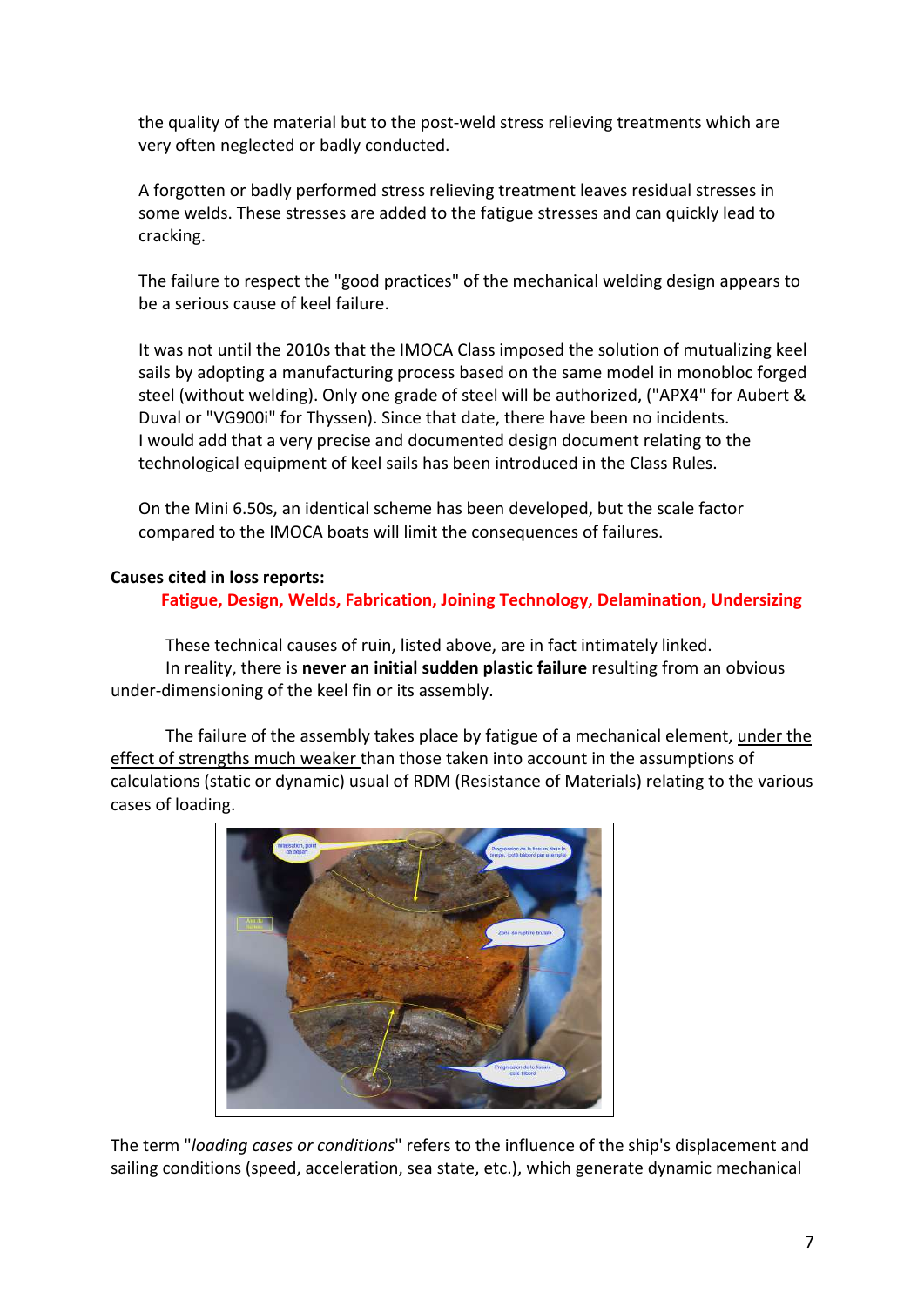the quality of the material but to the post-weld stress relieving treatments which are very often neglected or badly conducted.

A forgotten or badly performed stress relieving treatment leaves residual stresses in some welds. These stresses are added to the fatigue stresses and can quickly lead to cracking.

The failure to respect the "good practices" of the mechanical welding design appears to be a serious cause of keel failure.

It was not until the 2010s that the IMOCA Class imposed the solution of mutualizing keel sails by adopting a manufacturing process based on the same model in monobloc forged steel (without welding). Only one grade of steel will be authorized, ("APX4" for Aubert & Duval or "VG900i" for Thyssen). Since that date, there have been no incidents.
I would add that a very precise and documented design document relating to the technological equipment of keel sails has been introduced in the Class Rules.

On the Mini 6.50s, an identical scheme has been developed, but the scale factor compared to the IMOCA boats will limit the consequences of failures.

**Causes cited in loss reports:**

**Fatigue, Design, Welds, Fabrication, Joining Technology, Delamination, Undersizing**

These technical causes of ruin, listed above, are in fact intimately linked.
In reality, there is **never an initial sudden plastic failure** resulting from an obvious under-dimensioning of the keel fin or its assembly.

The failure of the assembly takes place by fatigue of a mechanical element, under the effect of strengths much weaker than those taken into account in the assumptions of calculations (static or dynamic) usual of RDM (Resistance of Materials) relating to the various cases of loading.

The term "*loading cases or conditions*" refers to the influence of the ship's displacement and sailing conditions (speed, acceleration, sea state, etc.), which generate dynamic mechanical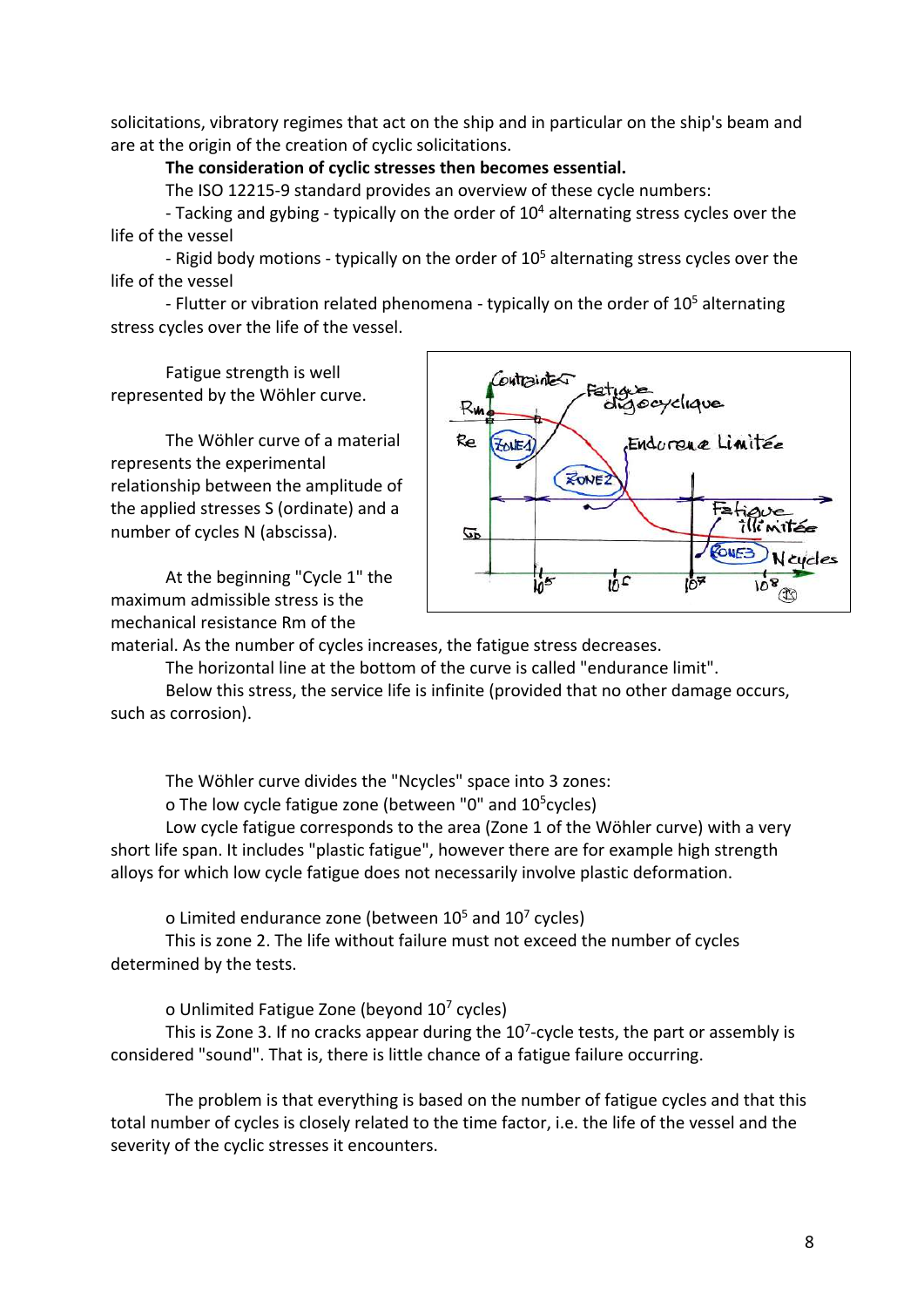solicitations, vibratory regimes that act on the ship and in particular on the ship's beam and are at the origin of the creation of cyclic solicitations.

**The consideration of cyclic stresses then becomes essential.**

The ISO 12215-9 standard provides an overview of these cycle numbers:

- Tacking and gybing - typically on the order of $10^4$ alternating stress cycles over the life of the vessel
- Rigid body motions - typically on the order of $10^5$ alternating stress cycles over the life of the vessel
- Flutter or vibration related phenomena - typically on the order of $10^5$ alternating stress cycles over the life of the vessel.

Fatigue strength is well represented by the Wöhler curve.

The Wöhler curve of a material represents the experimental relationship between the amplitude of the applied stresses S (ordinate) and a number of cycles N (abscissa).

At the beginning "Cycle 1" the maximum admissible stress is the mechanical resistance Rm of the material. As the number of cycles increases, the fatigue stress decreases.

The horizontal line at the bottom of the curve is called "endurance limit".

Below this stress, the service life is infinite (provided that no other damage occurs, such as corrosion).

The Wöhler curve divides the "Ncycles" space into 3 zones:

- o The low cycle fatigue zone (between "0" and $10^5$cycles)

Low cycle fatigue corresponds to the area (Zone 1 of the Wöhler curve) with a very short life span. It includes "plastic fatigue", however there are for example high strength alloys for which low cycle fatigue does not necessarily involve plastic deformation.

- o Limited endurance zone (between $10^5$ and $10^7$ cycles)

This is zone 2. The life without failure must not exceed the number of cycles determined by the tests.

- o Unlimited Fatigue Zone (beyond $10^7$ cycles)

This is Zone 3. If no cracks appear during the $10^7$-cycle tests, the part or assembly is considered "sound". That is, there is little chance of a fatigue failure occurring.

The problem is that everything is based on the number of fatigue cycles and that this total number of cycles is closely related to the time factor, i.e. the life of the vessel and the severity of the cyclic stresses it encounters.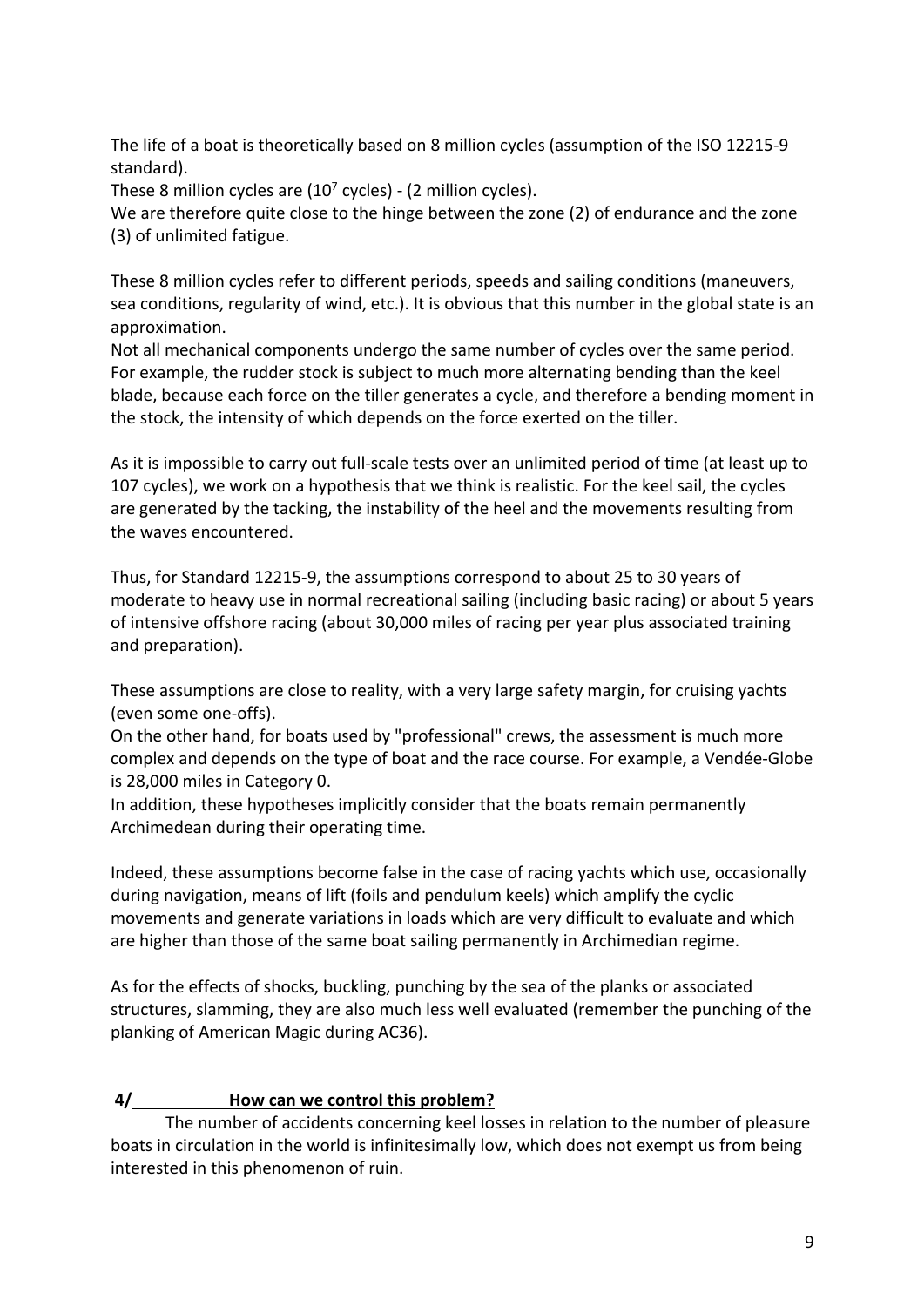The life of a boat is theoretically based on 8 million cycles (assumption of the ISO 12215-9 standard).

These 8 million cycles are ($10^7$ cycles) - (2 million cycles).

We are therefore quite close to the hinge between the zone (2) of endurance and the zone (3) of unlimited fatigue.

These 8 million cycles refer to different periods, speeds and sailing conditions (maneuvers, sea conditions, regularity of wind, etc.). It is obvious that this number in the global state is an approximation.

Not all mechanical components undergo the same number of cycles over the same period. For example, the rudder stock is subject to much more alternating bending than the keel blade, because each force on the tiller generates a cycle, and therefore a bending moment in the stock, the intensity of which depends on the force exerted on the tiller.

As it is impossible to carry out full-scale tests over an unlimited period of time (at least up to 107 cycles), we work on a hypothesis that we think is realistic. For the keel sail, the cycles are generated by the tacking, the instability of the heel and the movements resulting from the waves encountered.

Thus, for Standard 12215-9, the assumptions correspond to about 25 to 30 years of moderate to heavy use in normal recreational sailing (including basic racing) or about 5 years of intensive offshore racing (about 30,000 miles of racing per year plus associated training and preparation).

These assumptions are close to reality, with a very large safety margin, for cruising yachts (even some one-offs).

On the other hand, for boats used by "professional" crews, the assessment is much more complex and depends on the type of boat and the race course. For example, a Vendée-Globe is 28,000 miles in Category 0.

In addition, these hypotheses implicitly consider that the boats remain permanently Archimedean during their operating time.

Indeed, these assumptions become false in the case of racing yachts which use, occasionally during navigation, means of lift (foils and pendulum keels) which amplify the cyclic movements and generate variations in loads which are very difficult to evaluate and which are higher than those of the same boat sailing permanently in Archimedian regime.

As for the effects of shocks, buckling, punching by the sea of the planks or associated structures, slamming, they are also much less well evaluated (remember the punching of the planking of American Magic during AC36).

## 4/ How can we control this problem?

The number of accidents concerning keel losses in relation to the number of pleasure boats in circulation in the world is infinitesimally low, which does not exempt us from being interested in this phenomenon of ruin.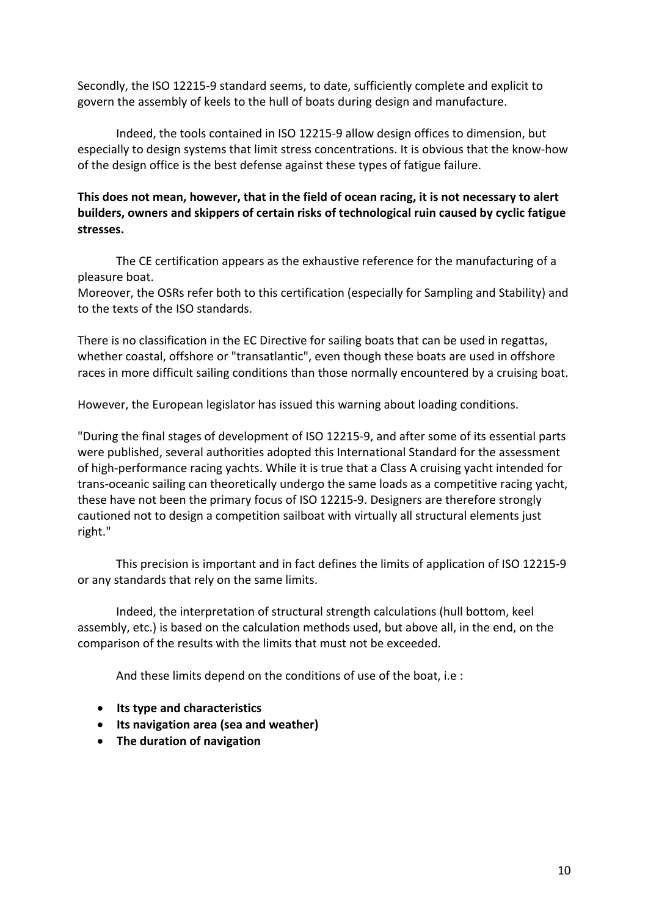Secondly, the ISO 12215-9 standard seems, to date, sufficiently complete and explicit to govern the assembly of keels to the hull of boats during design and manufacture.

Indeed, the tools contained in ISO 12215-9 allow design offices to dimension, but especially to design systems that limit stress concentrations. It is obvious that the know-how of the design office is the best defense against these types of fatigue failure.

**This does not mean, however, that in the field of ocean racing, it is not necessary to alert builders, owners and skippers of certain risks of technological ruin caused by cyclic fatigue stresses.**

The CE certification appears as the exhaustive reference for the manufacturing of a pleasure boat.
Moreover, the OSRs refer both to this certification (especially for Sampling and Stability) and to the texts of the ISO standards.

There is no classification in the EC Directive for sailing boats that can be used in regattas, whether coastal, offshore or "transatlantic", even though these boats are used in offshore races in more difficult sailing conditions than those normally encountered by a cruising boat.

However, the European legislator has issued this warning about loading conditions.

"During the final stages of development of ISO 12215-9, and after some of its essential parts were published, several authorities adopted this International Standard for the assessment of high-performance racing yachts. While it is true that a Class A cruising yacht intended for trans-oceanic sailing can theoretically undergo the same loads as a competitive racing yacht, these have not been the primary focus of ISO 12215-9. Designers are therefore strongly cautioned not to design a competition sailboat with virtually all structural elements just right."

This precision is important and in fact defines the limits of application of ISO 12215-9 or any standards that rely on the same limits.

Indeed, the interpretation of structural strength calculations (hull bottom, keel assembly, etc.) is based on the calculation methods used, but above all, in the end, on the comparison of the results with the limits that must not be exceeded.

And these limits depend on the conditions of use of the boat, i.e :

- **Its type and characteristics**
- **Its navigation area (sea and weather)**
- **The duration of navigation**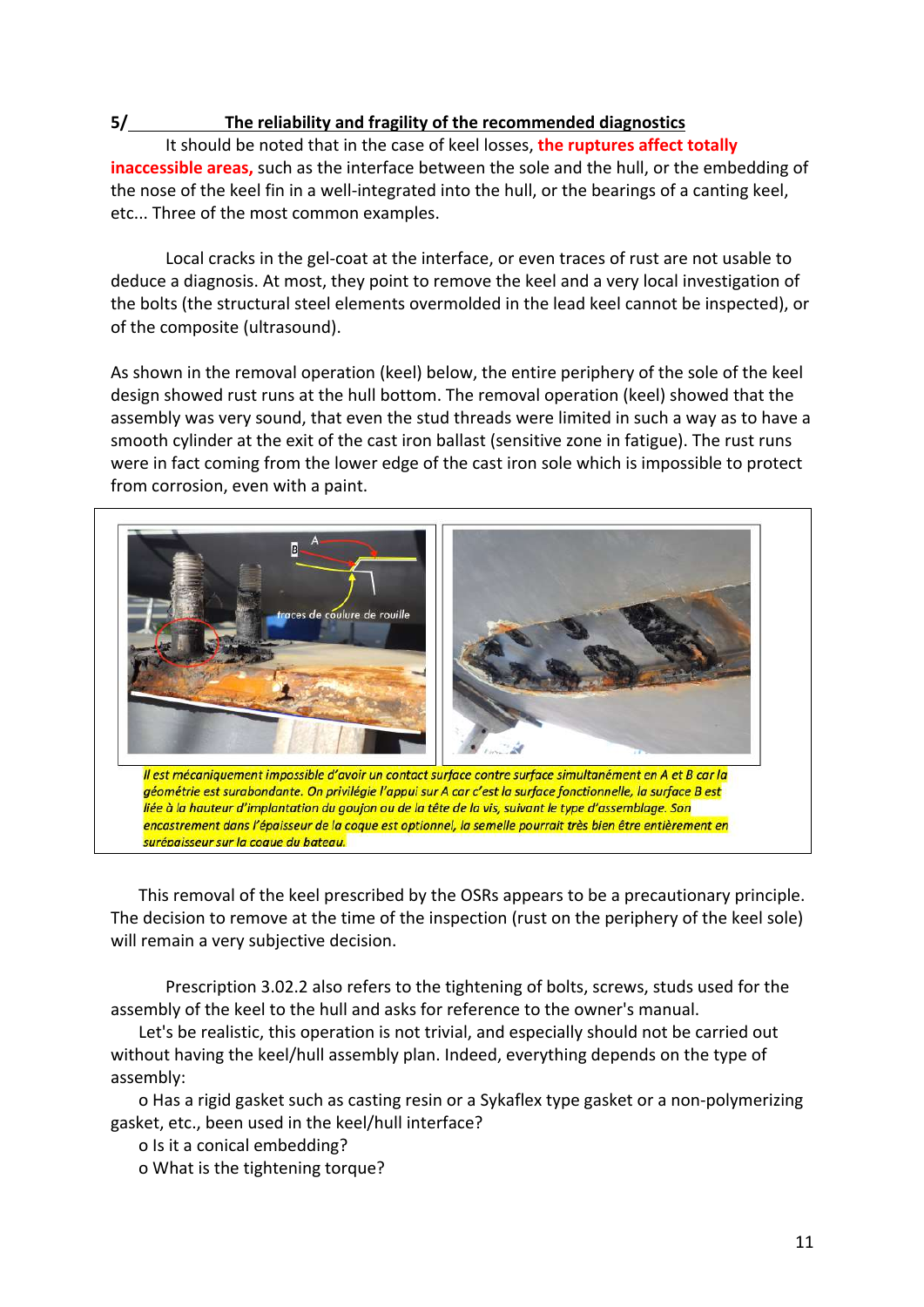## 5/ The reliability and fragility of the recommended diagnostics

It should be noted that in the case of keel losses, **the ruptures affect totally inaccessible areas,** such as the interface between the sole and the hull, or the embedding of the nose of the keel fin in a well-integrated into the hull, or the bearings of a canting keel, etc... Three of the most common examples.

Local cracks in the gel-coat at the interface, or even traces of rust are not usable to deduce a diagnosis. At most, they point to remove the keel and a very local investigation of the bolts (the structural steel elements overmolded in the lead keel cannot be inspected), or of the composite (ultrasound).

As shown in the removal operation (keel) below, the entire periphery of the sole of the keel design showed rust runs at the hull bottom. The removal operation (keel) showed that the assembly was very sound, that even the stud threads were limited in such a way as to have a smooth cylinder at the exit of the cast iron ballast (sensitive zone in fatigue). The rust runs were in fact coming from the lower edge of the cast iron sole which is impossible to protect from corrosion, even with a paint.

*Il est mécaniquement impossible d'avoir un contact surface contre surface simultanément en A et B car la géométrie est surabondante. On privilégie l'appui sur A car c'est la surface fonctionnelle, la surface B est liée à la hauteur d'implantation du goujon ou de la tête de la vis, suivant le type d'assemblage. Son encastrement dans l'épaisseur de la coque est optionnel, la semelle pourrait très bien être entièrement en surépaisseur sur la coque du bateau.*

This removal of the keel prescribed by the OSRs appears to be a precautionary principle. The decision to remove at the time of the inspection (rust on the periphery of the keel sole) will remain a very subjective decision.

Prescription 3.02.2 also refers to the tightening of bolts, screws, studs used for the assembly of the keel to the hull and asks for reference to the owner's manual.

Let's be realistic, this operation is not trivial, and especially should not be carried out without having the keel/hull assembly plan. Indeed, everything depends on the type of assembly:

- Has a rigid gasket such as casting resin or a Sykaflex type gasket or a non-polymerizing gasket, etc., been used in the keel/hull interface?
- Is it a conical embedding?
- What is the tightening torque?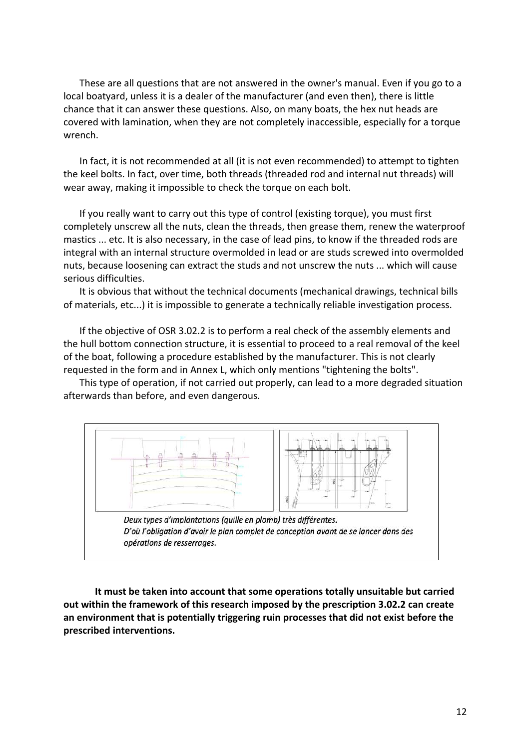These are all questions that are not answered in the owner's manual. Even if you go to a local boatyard, unless it is a dealer of the manufacturer (and even then), there is little chance that it can answer these questions. Also, on many boats, the hex nut heads are covered with lamination, when they are not completely inaccessible, especially for a torque wrench.

In fact, it is not recommended at all (it is not even recommended) to attempt to tighten the keel bolts. In fact, over time, both threads (threaded rod and internal nut threads) will wear away, making it impossible to check the torque on each bolt.

If you really want to carry out this type of control (existing torque), you must first completely unscrew all the nuts, clean the threads, then grease them, renew the waterproof mastics ... etc. It is also necessary, in the case of lead pins, to know if the threaded rods are integral with an internal structure overmolded in lead or are studs screwed into overmolded nuts, because loosening can extract the studs and not unscrew the nuts ... which will cause serious difficulties.

It is obvious that without the technical documents (mechanical drawings, technical bills of materials, etc...) it is impossible to generate a technically reliable investigation process.

If the objective of OSR 3.02.2 is to perform a real check of the assembly elements and the hull bottom connection structure, it is essential to proceed to a real removal of the keel of the boat, following a procedure established by the manufacturer. This is not clearly requested in the form and in Annex L, which only mentions "tightening the bolts".

This type of operation, if not carried out properly, can lead to a more degraded situation afterwards than before, and even dangerous.

*Deux types d'implantations (quille en plomb) très différentes.*
*D'où l'obligation d'avoir le plan complet de conception avant de se lancer dans des opérations de resserrages.*

**It must be taken into account that some operations totally unsuitable but carried out within the framework of this research imposed by the prescription 3.02.2 can create an environment that is potentially triggering ruin processes that did not exist before the prescribed interventions.**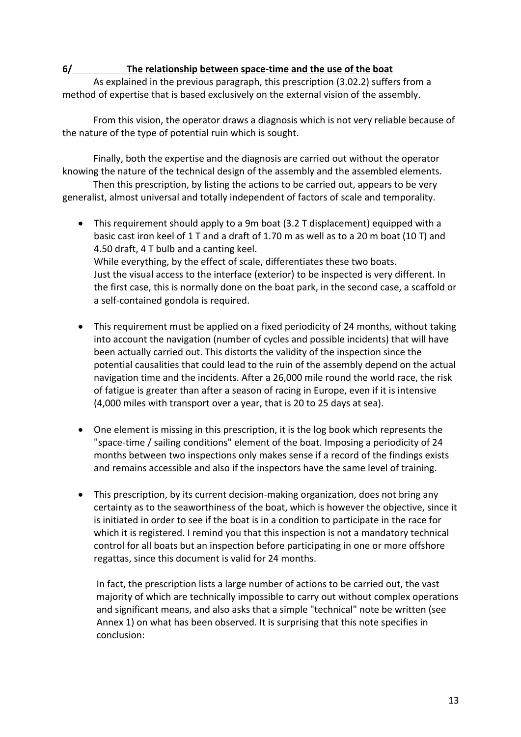## 6/ The relationship between space-time and the use of the boat

As explained in the previous paragraph, this prescription (3.02.2) suffers from a method of expertise that is based exclusively on the external vision of the assembly.

From this vision, the operator draws a diagnosis which is not very reliable because of the nature of the type of potential ruin which is sought.

Finally, both the expertise and the diagnosis are carried out without the operator knowing the nature of the technical design of the assembly and the assembled elements.

Then this prescription, by listing the actions to be carried out, appears to be very generalist, almost universal and totally independent of factors of scale and temporality.

- This requirement should apply to a 9m boat (3.2 T displacement) equipped with a basic cast iron keel of 1 T and a draft of 1.70 m as well as to a 20 m boat (10 T) and 4.50 draft, 4 T bulb and a canting keel.
  While everything, by the effect of scale, differentiates these two boats.
  Just the visual access to the interface (exterior) to be inspected is very different. In the first case, this is normally done on the boat park, in the second case, a scaffold or a self-contained gondola is required.

- This requirement must be applied on a fixed periodicity of 24 months, without taking into account the navigation (number of cycles and possible incidents) that will have been actually carried out. This distorts the validity of the inspection since the potential causalities that could lead to the ruin of the assembly depend on the actual navigation time and the incidents. After a 26,000 mile round the world race, the risk of fatigue is greater than after a season of racing in Europe, even if it is intensive (4,000 miles with transport over a year, that is 20 to 25 days at sea).

- One element is missing in this prescription, it is the log book which represents the "space-time / sailing conditions" element of the boat. Imposing a periodicity of 24 months between two inspections only makes sense if a record of the findings exists and remains accessible and also if the inspectors have the same level of training.

- This prescription, by its current decision-making organization, does not bring any certainty as to the seaworthiness of the boat, which is however the objective, since it is initiated in order to see if the boat is in a condition to participate in the race for which it is registered. I remind you that this inspection is not a mandatory technical control for all boats but an inspection before participating in one or more offshore regattas, since this document is valid for 24 months.

  In fact, the prescription lists a large number of actions to be carried out, the vast majority of which are technically impossible to carry out without complex operations and significant means, and also asks that a simple "technical" note be written (see Annex 1) on what has been observed. It is surprising that this note specifies in conclusion: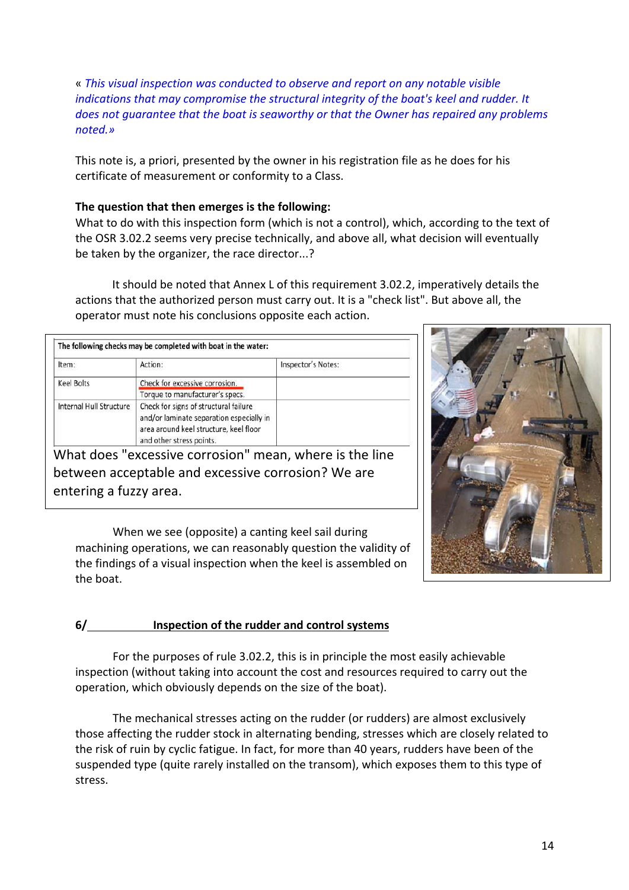« *This visual inspection was conducted to observe and report on any notable visible indications that may compromise the structural integrity of the boat's keel and rudder. It does not guarantee that the boat is seaworthy or that the Owner has repaired any problems noted.»*

This note is, a priori, presented by the owner in his registration file as he does for his certificate of measurement or conformity to a Class.

**The question that then emerges is the following:**
What to do with this inspection form (which is not a control), which, according to the text of the OSR 3.02.2 seems very precise technically, and above all, what decision will eventually be taken by the organizer, the race director...?

It should be noted that Annex L of this requirement 3.02.2, imperatively details the actions that the authorized person must carry out. It is a "check list". But above all, the operator must note his conclusions opposite each action.

| The following checks may be completed with boat in the water: | | |
|---|---|---|
| Item: | Action: | Inspector's Notes: |
| Keel Bolts | Check for excessive corrosion. Torque to manufacturer's specs. | |
| Internal Hull Structure | Check for signs of structural failure and/or laminate separation especially in area around keel structure, keel floor and other stress points. | |

What does "excessive corrosion" mean, where is the line between acceptable and excessive corrosion? We are entering a fuzzy area.

When we see (opposite) a canting keel sail during machining operations, we can reasonably question the validity of the findings of a visual inspection when the keel is assembled on the boat.

## 6/ Inspection of the rudder and control systems

For the purposes of rule 3.02.2, this is in principle the most easily achievable inspection (without taking into account the cost and resources required to carry out the operation, which obviously depends on the size of the boat).

The mechanical stresses acting on the rudder (or rudders) are almost exclusively those affecting the rudder stock in alternating bending, stresses which are closely related to the risk of ruin by cyclic fatigue. In fact, for more than 40 years, rudders have been of the suspended type (quite rarely installed on the transom), which exposes them to this type of stress.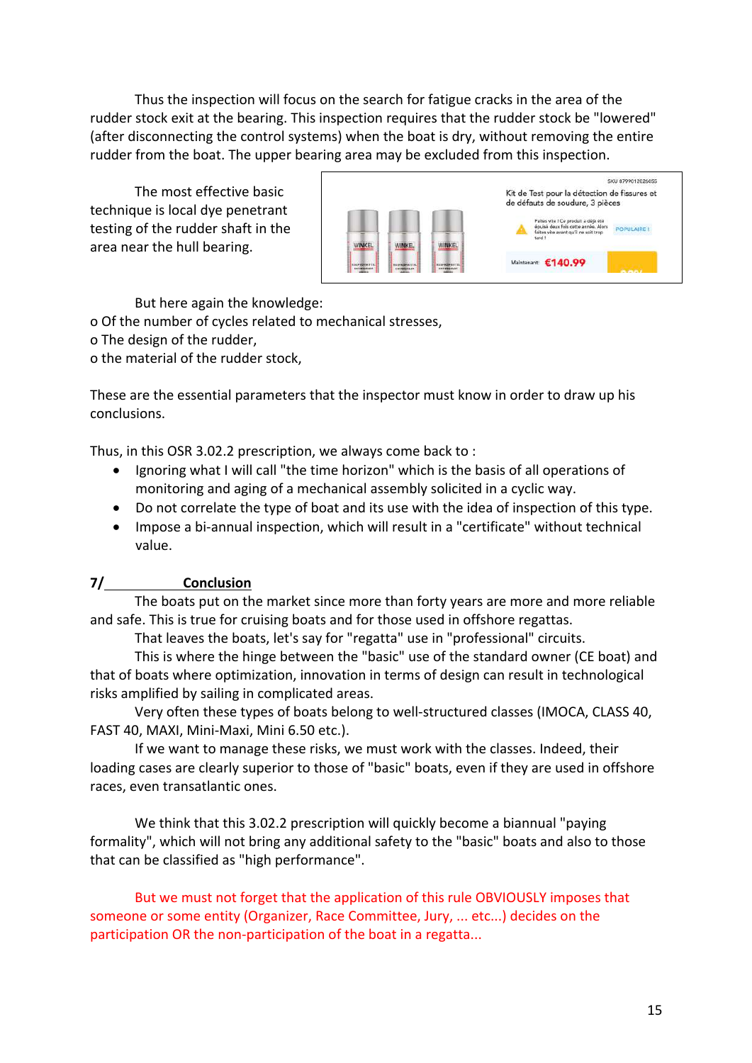Thus the inspection will focus on the search for fatigue cracks in the area of the rudder stock exit at the bearing. This inspection requires that the rudder stock be "lowered" (after disconnecting the control systems) when the boat is dry, without removing the entire rudder from the boat. The upper bearing area may be excluded from this inspection.

The most effective basic technique is local dye penetrant testing of the rudder shaft in the area near the hull bearing.

But here again the knowledge:
o Of the number of cycles related to mechanical stresses,
o The design of the rudder,
o the material of the rudder stock,

These are the essential parameters that the inspector must know in order to draw up his conclusions.

Thus, in this OSR 3.02.2 prescription, we always come back to :

- Ignoring what I will call "the time horizon" which is the basis of all operations of monitoring and aging of a mechanical assembly solicited in a cyclic way.
- Do not correlate the type of boat and its use with the idea of inspection of this type.
- Impose a bi-annual inspection, which will result in a "certificate" without technical value.

## 7/ **Conclusion**

The boats put on the market since more than forty years are more and more reliable and safe. This is true for cruising boats and for those used in offshore regattas.

That leaves the boats, let's say for "regatta" use in "professional" circuits.

This is where the hinge between the "basic" use of the standard owner (CE boat) and that of boats where optimization, innovation in terms of design can result in technological risks amplified by sailing in complicated areas.

Very often these types of boats belong to well-structured classes (IMOCA, CLASS 40, FAST 40, MAXI, Mini-Maxi, Mini 6.50 etc.).

If we want to manage these risks, we must work with the classes. Indeed, their loading cases are clearly superior to those of "basic" boats, even if they are used in offshore races, even transatlantic ones.

We think that this 3.02.2 prescription will quickly become a biannual "paying formality", which will not bring any additional safety to the "basic" boats and also to those that can be classified as "high performance".

But we must not forget that the application of this rule OBVIOUSLY imposes that someone or some entity (Organizer, Race Committee, Jury, ... etc...) decides on the participation OR the non-participation of the boat in a regatta...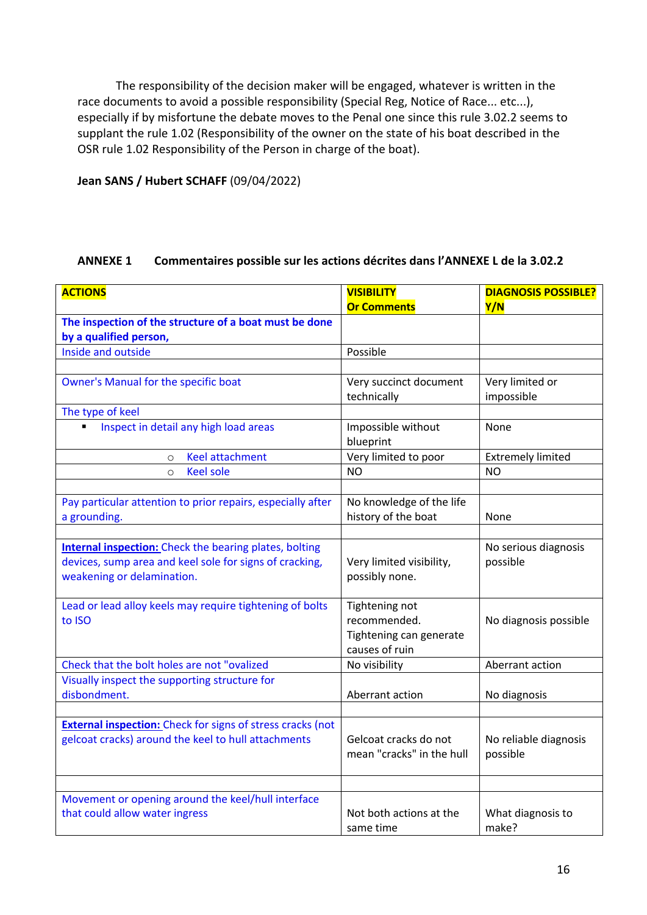The responsibility of the decision maker will be engaged, whatever is written in the race documents to avoid a possible responsibility (Special Reg, Notice of Race... etc...), especially if by misfortune the debate moves to the Penal one since this rule 3.02.2 seems to supplant the rule 1.02 (Responsibility of the owner on the state of his boat described in the OSR rule 1.02 Responsibility of the Person in charge of the boat).

**Jean SANS / Hubert SCHAFF** (09/04/2022)

**ANNEXE 1 Commentaires possible sur les actions décrites dans l'ANNEXE L de la 3.02.2**

| **ACTIONS** | **VISIBILITY Or Comments** | **DIAGNOSIS POSSIBLE? Y/N** |
|---|---|---|
| **The inspection of the structure of a boat must be done by a qualified person,** | | |
| Inside and outside | Possible | |
| | | |
| Owner's Manual for the specific boat | Very succinct document technically | Very limited or impossible |
| The type of keel | | |
| ▪ Inspect in detail any high load areas | Impossible without blueprint | None |
| ○ Keel attachment | Very limited to poor | Extremely limited |
| ○ Keel sole | NO | NO |
| | | |
| Pay particular attention to prior repairs, especially after a grounding. | No knowledge of the life history of the boat | None |
| | | |
| **Internal inspection:** Check the bearing plates, bolting devices, sump area and keel sole for signs of cracking, weakening or delamination. | Very limited visibility, possibly none. | No serious diagnosis possible |
| Lead or lead alloy keels may require tightening of bolts to ISO | Tightening not recommended. Tightening can generate causes of ruin | No diagnosis possible |
| Check that the bolt holes are not "ovalized | No visibility | Aberrant action |
| Visually inspect the supporting structure for disbondment. | Aberrant action | No diagnosis |
| | | |
| **External inspection:** Check for signs of stress cracks (not gelcoat cracks) around the keel to hull attachments | Gelcoat cracks do not mean "cracks" in the hull | No reliable diagnosis possible |
| | | |
| Movement or opening around the keel/hull interface that could allow water ingress | Not both actions at the same time | What diagnosis to make? |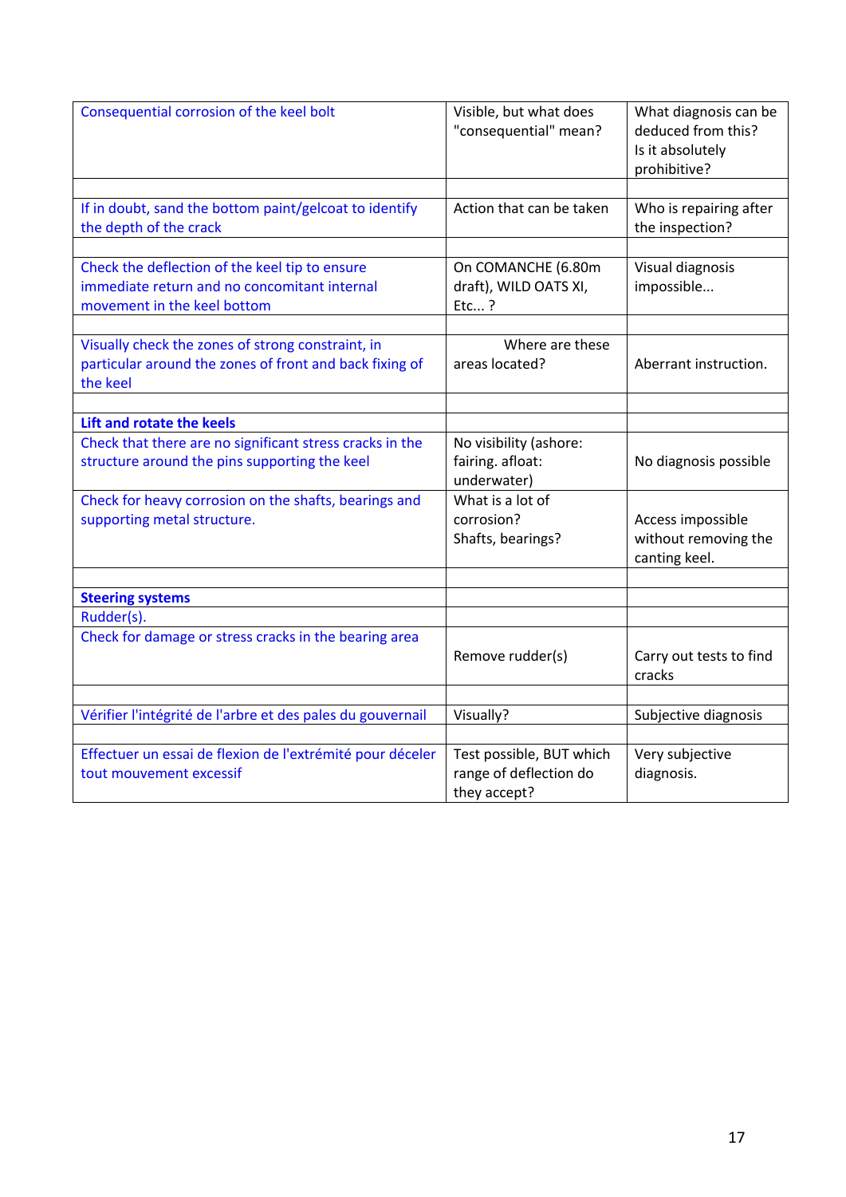| | | |
|---|---|---|
| Consequential corrosion of the keel bolt | Visible, but what does "consequential" mean? | What diagnosis can be deduced from this? Is it absolutely prohibitive? |
| | | |
| If in doubt, sand the bottom paint/gelcoat to identify the depth of the crack | Action that can be taken | Who is repairing after the inspection? |
| | | |
| Check the deflection of the keel tip to ensure immediate return and no concomitant internal movement in the keel bottom | On COMANCHE (6.80m draft), WILD OATS XI, Etc... ? | Visual diagnosis impossible... |
| | | |
| Visually check the zones of strong constraint, in particular around the zones of front and back fixing of the keel | Where are these areas located? | Aberrant instruction. |
| | | |
| **Lift and rotate the keels** | | |
| Check that there are no significant stress cracks in the structure around the pins supporting the keel | No visibility (ashore: fairing. afloat: underwater) | No diagnosis possible |
| Check for heavy corrosion on the shafts, bearings and supporting metal structure. | What is a lot of corrosion? Shafts, bearings? | Access impossible without removing the canting keel. |
| | | |
| **Steering systems** | | |
| Rudder(s). | | |
| Check for damage or stress cracks in the bearing area | Remove rudder(s) | Carry out tests to find cracks |
| | | |
| Vérifier l'intégrité de l'arbre et des pales du gouvernail | Visually? | Subjective diagnosis |
| | | |
| Effectuer un essai de flexion de l'extrémité pour déceler tout mouvement excessif | Test possible, BUT which range of deflection do they accept? | Very subjective diagnosis. |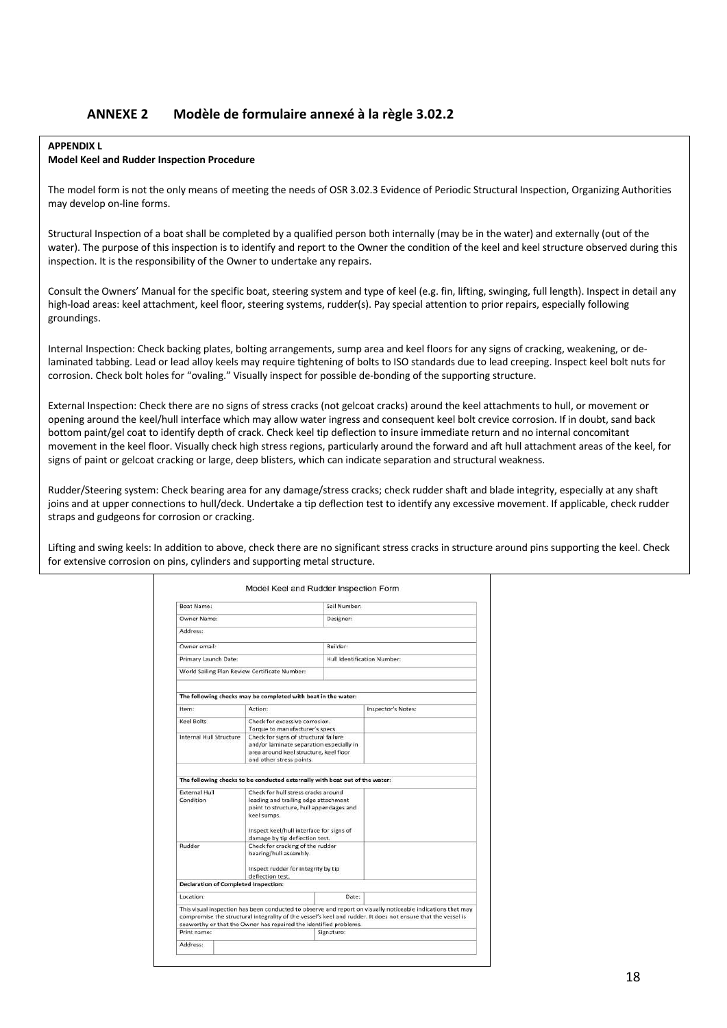## ANNEXE 2 Modèle de formulaire annexé à la règle 3.02.2

**APPENDIX L**
**Model Keel and Rudder Inspection Procedure**

The model form is not the only means of meeting the needs of OSR 3.02.3 Evidence of Periodic Structural Inspection, Organizing Authorities may develop on-line forms.

Structural Inspection of a boat shall be completed by a qualified person both internally (may be in the water) and externally (out of the water). The purpose of this inspection is to identify and report to the Owner the condition of the keel and keel structure observed during this inspection. It is the responsibility of the Owner to undertake any repairs.

Consult the Owners' Manual for the specific boat, steering system and type of keel (e.g. fin, lifting, swinging, full length). Inspect in detail any high-load areas: keel attachment, keel floor, steering systems, rudder(s). Pay special attention to prior repairs, especially following groundings.

Internal Inspection: Check backing plates, bolting arrangements, sump area and keel floors for any signs of cracking, weakening, or de-laminated tabbing. Lead or lead alloy keels may require tightening of bolts to ISO standards due to lead creeping. Inspect keel bolt nuts for corrosion. Check bolt holes for "ovaling." Visually inspect for possible de-bonding of the supporting structure.

External Inspection: Check there are no signs of stress cracks (not gelcoat cracks) around the keel attachments to hull, or movement or opening around the keel/hull interface which may allow water ingress and consequent keel bolt crevice corrosion. If in doubt, sand back bottom paint/gel coat to identify depth of crack. Check keel tip deflection to insure immediate return and no internal concomitant movement in the keel floor. Visually check high stress regions, particularly around the forward and aft hull attachment areas of the keel, for signs of paint or gelcoat cracking or large, deep blisters, which can indicate separation and structural weakness.

Rudder/Steering system: Check bearing area for any damage/stress cracks; check rudder shaft and blade integrity, especially at any shaft joins and at upper connections to hull/deck. Undertake a tip deflection test to identify any excessive movement. If applicable, check rudder straps and gudgeons for corrosion or cracking.

Lifting and swing keels: In addition to above, check there are no significant stress cracks in structure around pins supporting the keel. Check for extensive corrosion on pins, cylinders and supporting metal structure.

### Model Keel and Rudder Inspection Form

| | |
|---|---|
| Boat Name: | Sail Number: |
| Owner Name: | Designer: |
| Address: | |
| Owner email: | Builder: |
| Primary Launch Date: | Hull Identification Number: |
| World Sailing Plan Review Certificate Number: | |

**The following checks may be completed with boat in the water:**

| Item: | Action: | Inspector's Notes: |
|---|---|---|
| Keel Bolts | Check for excessive corrosion. Torque to manufacturer's specs. | |
| Internal Hull Structure | Check for signs of structural failure and/or laminate separation especially in area around keel structure, keel floor and other stress points. | |

**The following checks to be conducted externally with boat out of the water:**

| | | |
|---|---|---|
| External Hull Condition | Check for hull stress cracks around leading and trailing edge attachment point to structure, hull appendages and keel sumps. Inspect keel/hull interface for signs of damage by tip deflection test. | |
| Rudder | Check for cracking of the rudder bearing/hull assembly. Inspect rudder for integrity by tip deflection test. | |

**Declaration of Completed Inspection:**

| | |
|---|---|
| Location: | Date: |

This visual inspection has been conducted to observe and report on visually noticeable indications that may compromise the structural integrity of the vessel's keel and rudder. It does not ensure that the vessel is seaworthy or that the Owner has repaired the identified problems.

| | |
|---|---|
| Print name: | Signature: |
| Address: | |